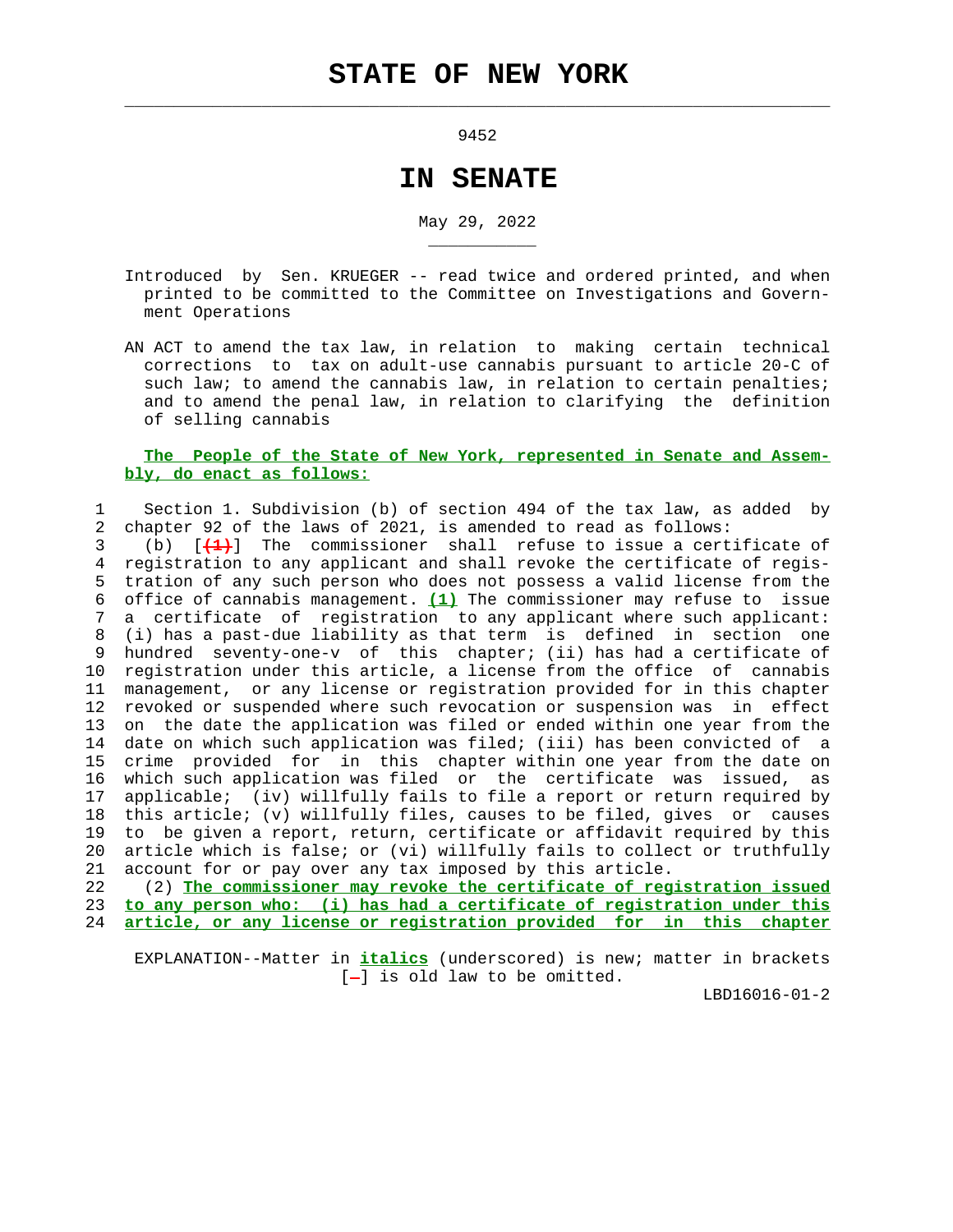# STATE OF NEW YORK

9452

# IN SENATE

May 29, 2022

Introduced by Sen. KRUEGER -- read twice and ordered printed, and when printed to be committed to the Committee on Investigations and Government Operations

AN ACT to amend the tax law, in relation to making certain technical corrections to tax on adult-use cannabis pursuant to article 20-C of such law; to amend the cannabis law, in relation to certain penalties; and to amend the penal law, in relation to clarifying the definition of selling cannabis

**The People of the State of New York, represented in Senate and Assembly, do enact as follows:**

Section 1. Subdivision (b) of section 494 of the tax law, as added by chapter 92 of the laws of 2021, is amended to read as follows:

(b) [(1)] The commissioner shall refuse to issue a certificate of registration to any applicant and shall revoke the certificate of registration of any such person who does not possess a valid license from the office of cannabis management. ***(1)*** The commissioner may refuse to issue a certificate of registration to any applicant where such applicant: (i) has a past-due liability as that term is defined in section one hundred seventy-one-v of this chapter; (ii) has had a certificate of registration under this article, a license from the office of cannabis management, or any license or registration provided for in this chapter revoked or suspended where such revocation or suspension was in effect on the date the application was filed or ended within one year from the date on which such application was filed; (iii) has been convicted of a crime provided for in this chapter within one year from the date on which such application was filed or the certificate was issued, as applicable; (iv) willfully fails to file a report or return required by this article; (v) willfully files, causes to be filed, gives or causes to be given a report, return, certificate or affidavit required by this article which is false; or (vi) willfully fails to collect or truthfully account for or pay over any tax imposed by this article.

(2) ***The commissioner may revoke the certificate of registration issued to any person who: (i) has had a certificate of registration under this article, or any license or registration provided for in this chapter***

EXPLANATION--Matter in ***italics*** (underscored) is new; matter in brackets [-] is old law to be omitted.

LBD16016-01-2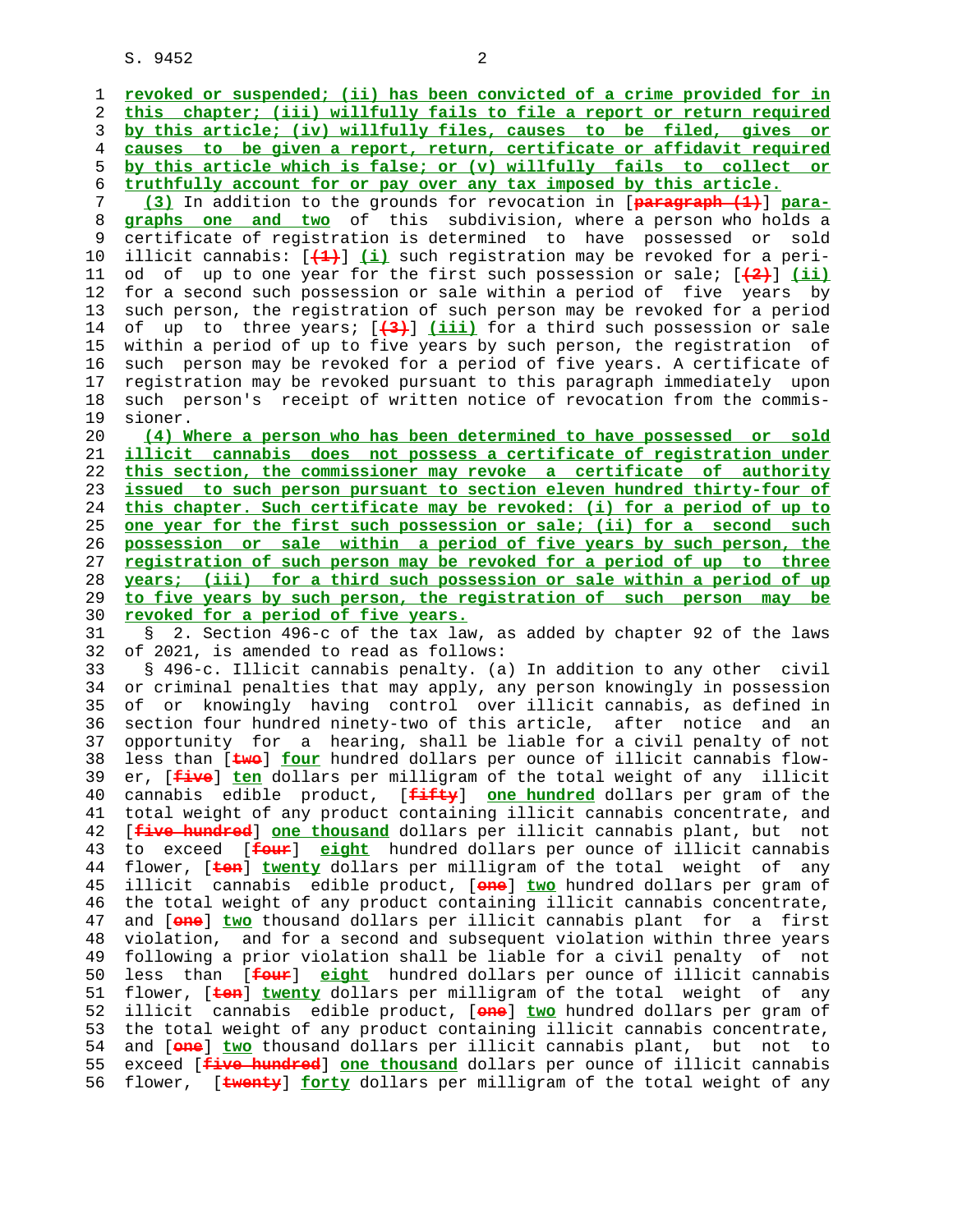revoked or suspended; (ii) has been convicted of a crime provided for in this chapter; (iii) willfully fails to file a report or return required by this article; (iv) willfully files, causes to be filed, gives or causes to be given a report, return, certificate or affidavit required by this article which is false; or (v) willfully fails to collect or truthfully account for or pay over any tax imposed by this article.

(3) In addition to the grounds for revocation in [paragraph (1)] paragraphs one and two of this subdivision, where a person who holds a certificate of registration is determined to have possessed or sold illicit cannabis: [(1)] (i) such registration may be revoked for a period of up to one year for the first such possession or sale; [(2)] (ii) for a second such possession or sale within a period of five years by such person, the registration of such person may be revoked for a period of up to three years; [(3)] (iii) for a third such possession or sale within a period of up to five years by such person, the registration of such person may be revoked for a period of five years. A certificate of registration may be revoked pursuant to this paragraph immediately upon such person's receipt of written notice of revocation from the commissioner.

(4) Where a person who has been determined to have possessed or sold illicit cannabis does not possess a certificate of registration under this section, the commissioner may revoke a certificate of authority issued to such person pursuant to section eleven hundred thirty-four of this chapter. Such certificate may be revoked: (i) for a period of up to one year for the first such possession or sale; (ii) for a second such possession or sale within a period of five years by such person, the registration of such person may be revoked for a period of up to three years; (iii) for a third such possession or sale within a period of up to five years by such person, the registration of such person may be revoked for a period of five years.

§ 2. Section 496-c of the tax law, as added by chapter 92 of the laws of 2021, is amended to read as follows:

§ 496-c. Illicit cannabis penalty. (a) In addition to any other civil or criminal penalties that may apply, any person knowingly in possession of or knowingly having control over illicit cannabis, as defined in section four hundred ninety-two of this article, after notice and an opportunity for a hearing, shall be liable for a civil penalty of not less than [two] four hundred dollars per ounce of illicit cannabis flower, [five] ten dollars per milligram of the total weight of any illicit cannabis edible product, [fifty] one hundred dollars per gram of the total weight of any product containing illicit cannabis concentrate, and [five hundred] one thousand dollars per illicit cannabis plant, but not to exceed [four] eight hundred dollars per ounce of illicit cannabis flower, [ten] twenty dollars per milligram of the total weight of any illicit cannabis edible product, [one] two hundred dollars per gram of the total weight of any product containing illicit cannabis concentrate, and [one] two thousand dollars per illicit cannabis plant for a first violation, and for a second and subsequent violation within three years following a prior violation shall be liable for a civil penalty of not less than [four] eight hundred dollars per ounce of illicit cannabis flower, [ten] twenty dollars per milligram of the total weight of any illicit cannabis edible product, [one] two hundred dollars per gram of the total weight of any product containing illicit cannabis concentrate, and [one] two thousand dollars per illicit cannabis plant, but not to exceed [five hundred] one thousand dollars per ounce of illicit cannabis flower, [twenty] forty dollars per milligram of the total weight of any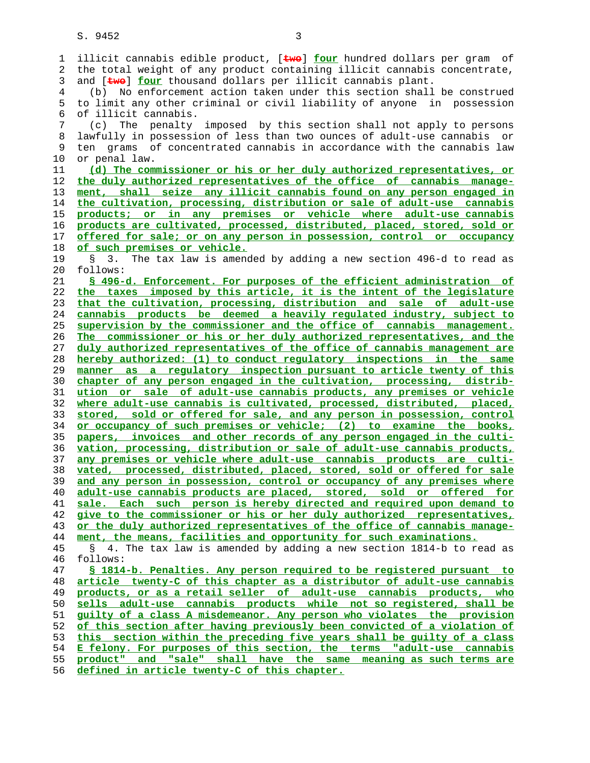illicit cannabis edible product, [~~two~~] <u>four</u> hundred dollars per gram of the total weight of any product containing illicit cannabis concentrate, and [~~two~~] <u>four</u> thousand dollars per illicit cannabis plant.

(b) No enforcement action taken under this section shall be construed to limit any other criminal or civil liability of anyone in possession of illicit cannabis.

(c) The penalty imposed by this section shall not apply to persons lawfully in possession of less than two ounces of adult-use cannabis or ten grams of concentrated cannabis in accordance with the cannabis law or penal law.

<u>(d) The commissioner or his or her duly authorized representatives, or the duly authorized representatives of the office of cannabis management, shall seize any illicit cannabis found on any person engaged in the cultivation, processing, distribution or sale of adult-use cannabis products; or in any premises or vehicle where adult-use cannabis products are cultivated, processed, distributed, placed, stored, sold or offered for sale; or on any person in possession, control or occupancy of such premises or vehicle.</u>

§ 3. The tax law is amended by adding a new section 496-d to read as follows:

<u>§ 496-d. Enforcement. For purposes of the efficient administration of the taxes imposed by this article, it is the intent of the legislature that the cultivation, processing, distribution and sale of adult-use cannabis products be deemed a heavily regulated industry, subject to supervision by the commissioner and the office of cannabis management. The commissioner or his or her duly authorized representatives, and the duly authorized representatives of the office of cannabis management are hereby authorized: (1) to conduct regulatory inspections in the same manner as a regulatory inspection pursuant to article twenty of this chapter of any person engaged in the cultivation, processing, distribution or sale of adult-use cannabis products, any premises or vehicle where adult-use cannabis is cultivated, processed, distributed, placed, stored, sold or offered for sale, and any person in possession, control or occupancy of such premises or vehicle; (2) to examine the books, papers, invoices and other records of any person engaged in the cultivation, processing, distribution or sale of adult-use cannabis products, any premises or vehicle where adult-use cannabis products are cultivated, processed, distributed, placed, stored, sold or offered for sale and any person in possession, control or occupancy of any premises where adult-use cannabis products are placed, stored, sold or offered for sale. Each such person is hereby directed and required upon demand to give to the commissioner or his or her duly authorized representatives, or the duly authorized representatives of the office of cannabis management, the means, facilities and opportunity for such examinations.</u>

§ 4. The tax law is amended by adding a new section 1814-b to read as follows:

<u>§ 1814-b. Penalties. Any person required to be registered pursuant to article twenty-C of this chapter as a distributor of adult-use cannabis products, or as a retail seller of adult-use cannabis products, who sells adult-use cannabis products while not so registered, shall be guilty of a class A misdemeanor. Any person who violates the provision of this section after having previously been convicted of a violation of this section within the preceding five years shall be guilty of a class E felony. For purposes of this section, the terms "adult-use cannabis product" and "sale" shall have the same meaning as such terms are defined in article twenty-C of this chapter.</u>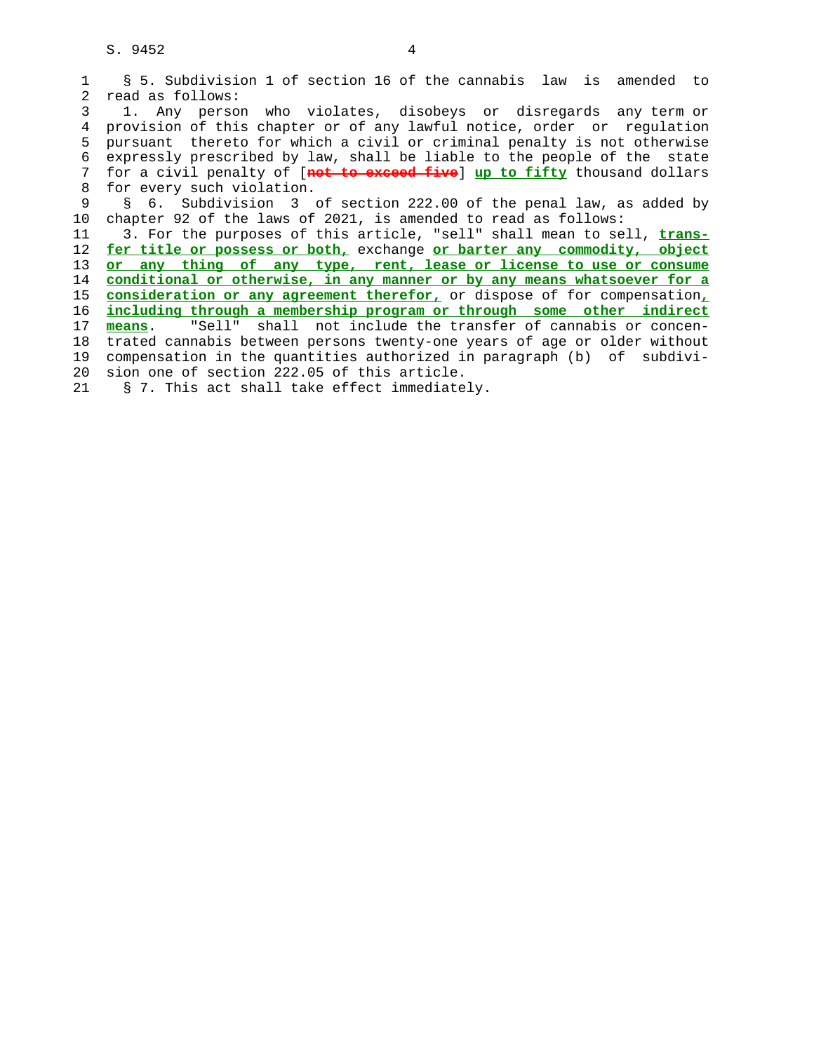§ 5. Subdivision 1 of section 16 of the cannabis law is amended to read as follows:

1. Any person who violates, disobeys or disregards any term or provision of this chapter or of any lawful notice, order or regulation pursuant thereto for which a civil or criminal penalty is not otherwise expressly prescribed by law, shall be liable to the people of the state for a civil penalty of [~~not to exceed five~~] **up to fifty** thousand dollars for every such violation.

§ 6. Subdivision 3 of section 222.00 of the penal law, as added by chapter 92 of the laws of 2021, is amended to read as follows:

3. For the purposes of this article, "sell" shall mean to sell, **transfer title or possess or both,** exchange **or barter any commodity, object or any thing of any type, rent, lease or license to use or consume conditional or otherwise, in any manner or by any means whatsoever for a consideration or any agreement therefor,** or dispose of for compensation**, including through a membership program or through some other indirect means**. "Sell" shall not include the transfer of cannabis or concentrated cannabis between persons twenty-one years of age or older without compensation in the quantities authorized in paragraph (b) of subdivision one of section 222.05 of this article.

§ 7. This act shall take effect immediately.